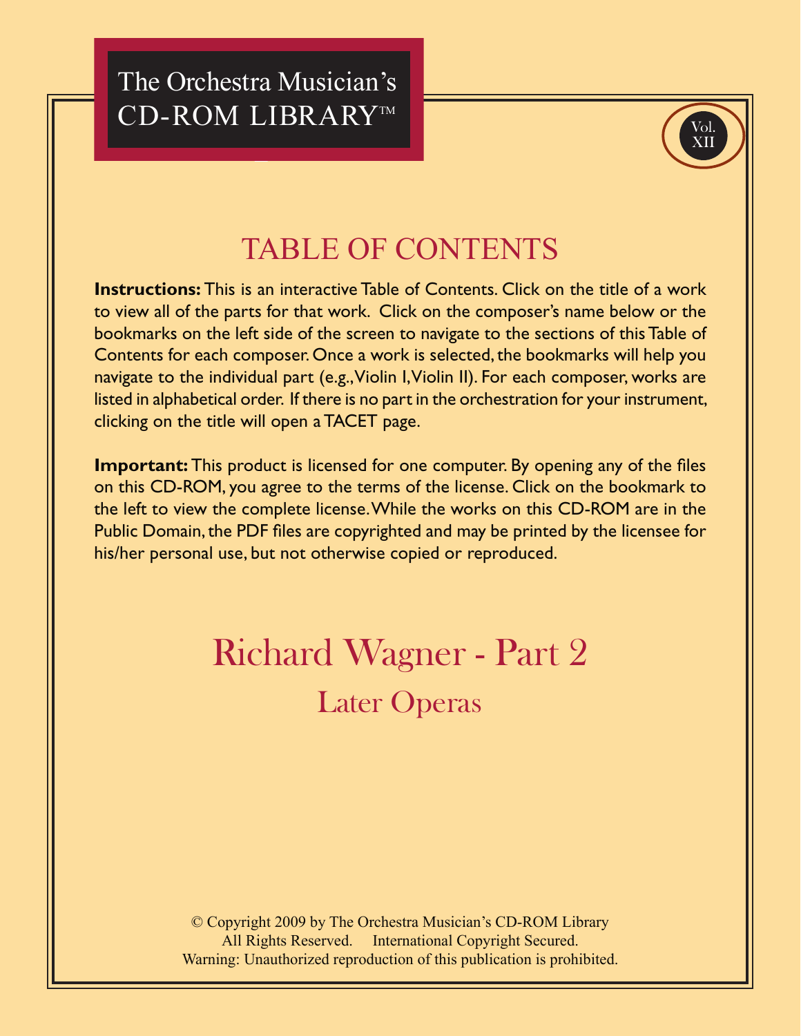The Orchestra Musician's CD-ROM LIBRARY™

Vol. XII

# TABLE OF CONTENTS

**Instructions:** This is an interactive Table of Contents. Click on the title of a work to view all of the parts for that work. Click on the composer's name below or the bookmarks on the left side of the screen to navigate to the sections of this Table of Contents for each composer. Once a work is selected, the bookmarks will help you navigate to the individual part (e.g., Violin I, Violin II). For each composer, works are listed in alphabetical order. If there is no part in the orchestration for your instrument, clicking on the title will open a TACET page.

**Important:** This product is licensed for one computer. By opening any of the files on this CD-ROM, you agree to the terms of the license. Click on the bookmark to the left to view the complete license. While the works on this CD-ROM are in the Public Domain, the PDF files are copyrighted and may be printed by the licensee for his/her personal use, but not otherwise copied or reproduced.

## Richard Wagner - Part 2

### Later Operas

© Copyright 2009 by The Orchestra Musician's CD-ROM Library
All Rights Reserved. International Copyright Secured.
Warning: Unauthorized reproduction of this publication is prohibited.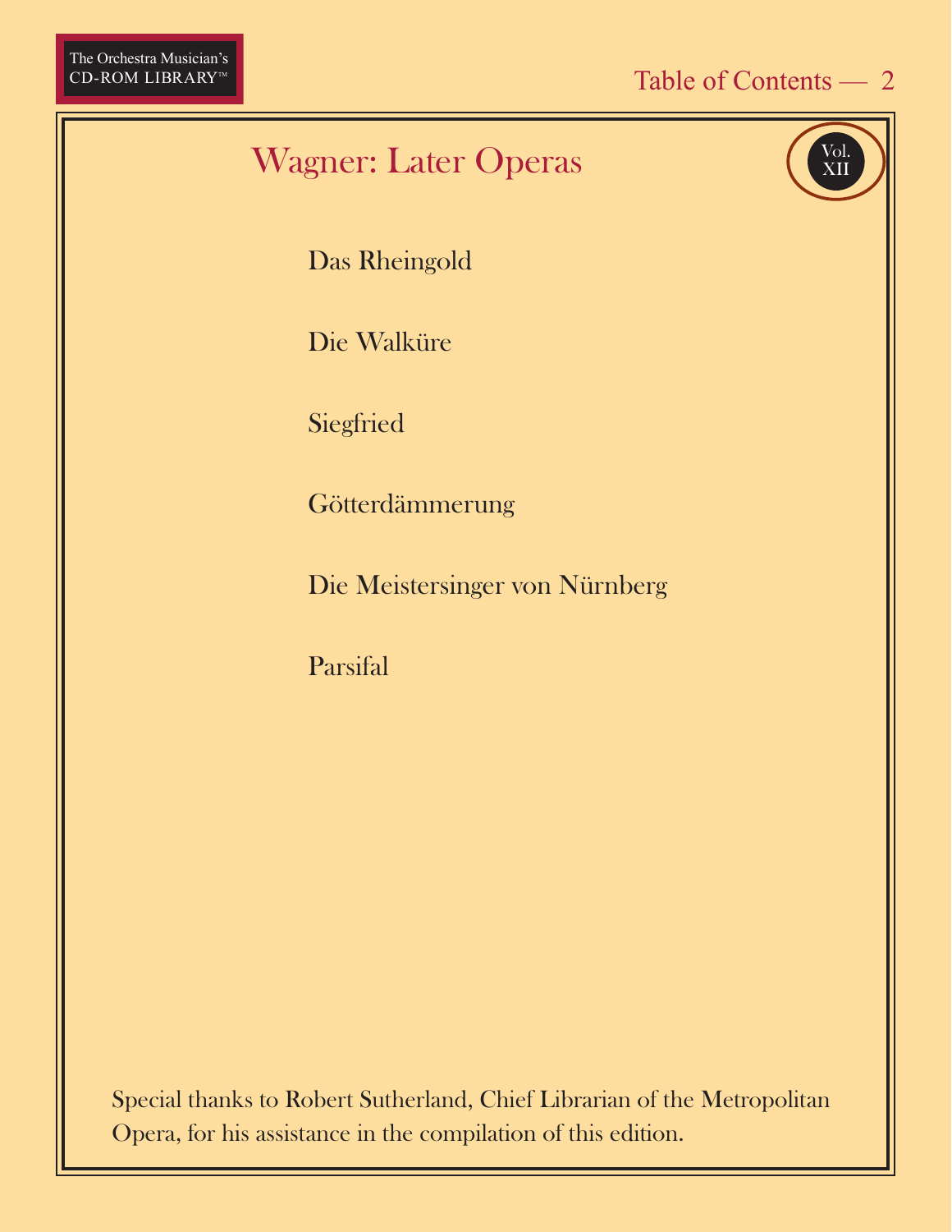The Orchestra Musician's CD-ROM LIBRARY™

# Wagner: Later Operas

Vol. XII

- Das Rheingold
- Die Walküre
- Siegfried
- Götterdämmerung
- Die Meistersinger von Nürnberg
- Parsifal

Special thanks to Robert Sutherland, Chief Librarian of the Metropolitan Opera, for his assistance in the compilation of this edition.